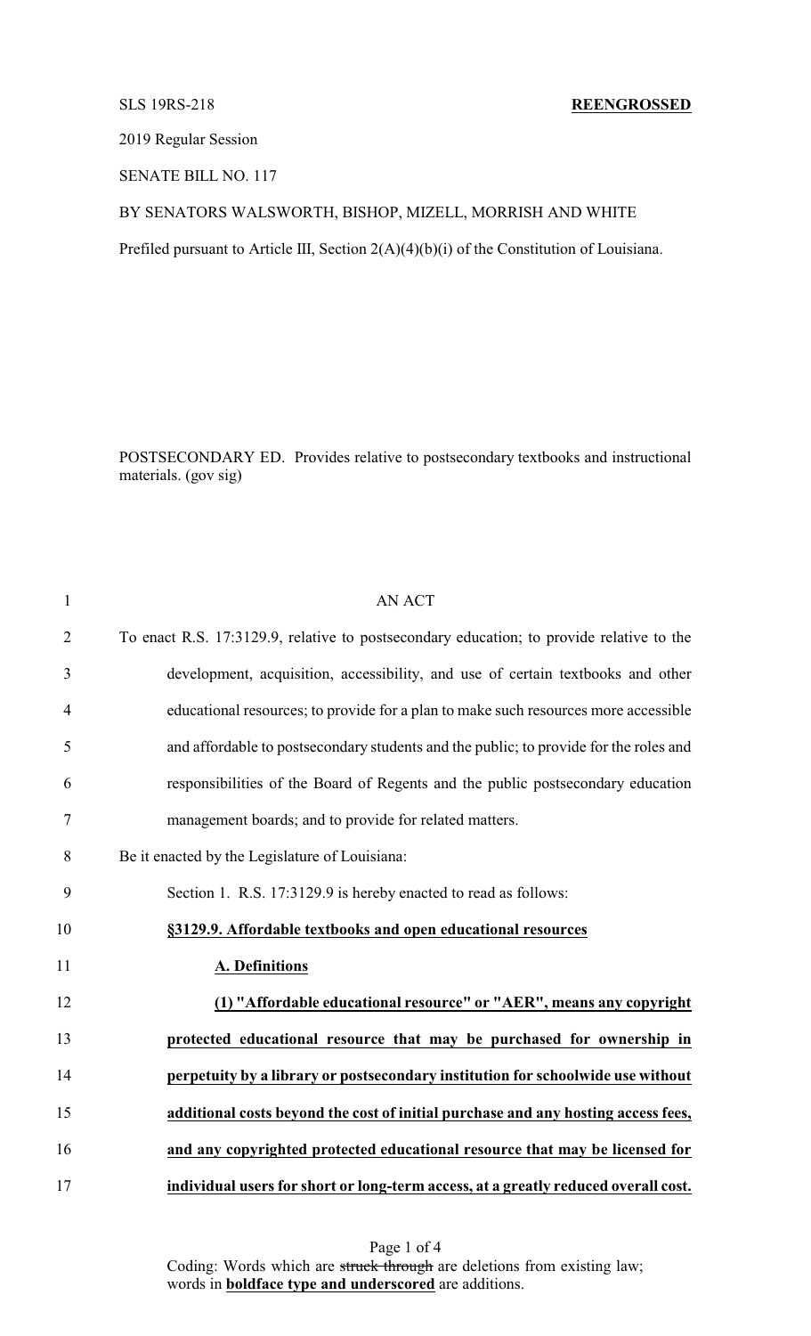SLS 19RS-218 **REENGROSSED**

2019 Regular Session

SENATE BILL NO. 117

BY SENATORS WALSWORTH, BISHOP, MIZELL, MORRISH AND WHITE

Prefiled pursuant to Article III, Section 2(A)(4)(b)(i) of the Constitution of Louisiana.

POSTSECONDARY ED. Provides relative to postsecondary textbooks and instructional materials. (gov sig)

AN ACT

To enact R.S. 17:3129.9, relative to postsecondary education; to provide relative to the development, acquisition, accessibility, and use of certain textbooks and other educational resources; to provide for a plan to make such resources more accessible and affordable to postsecondary students and the public; to provide for the roles and responsibilities of the Board of Regents and the public postsecondary education management boards; and to provide for related matters.

Be it enacted by the Legislature of Louisiana:

Section 1. R.S. 17:3129.9 is hereby enacted to read as follows:

**§3129.9. Affordable textbooks and open educational resources**

**A. Definitions**

**(1) "Affordable educational resource" or "AER", means any copyright protected educational resource that may be purchased for ownership in perpetuity by a library or postsecondary institution for schoolwide use without additional costs beyond the cost of initial purchase and any hosting access fees, and any copyrighted protected educational resource that may be licensed for individual users for short or long-term access, at a greatly reduced overall cost.**

Coding: Words which are ~~struck through~~ are deletions from existing law; words in **boldface type and underscored** are additions.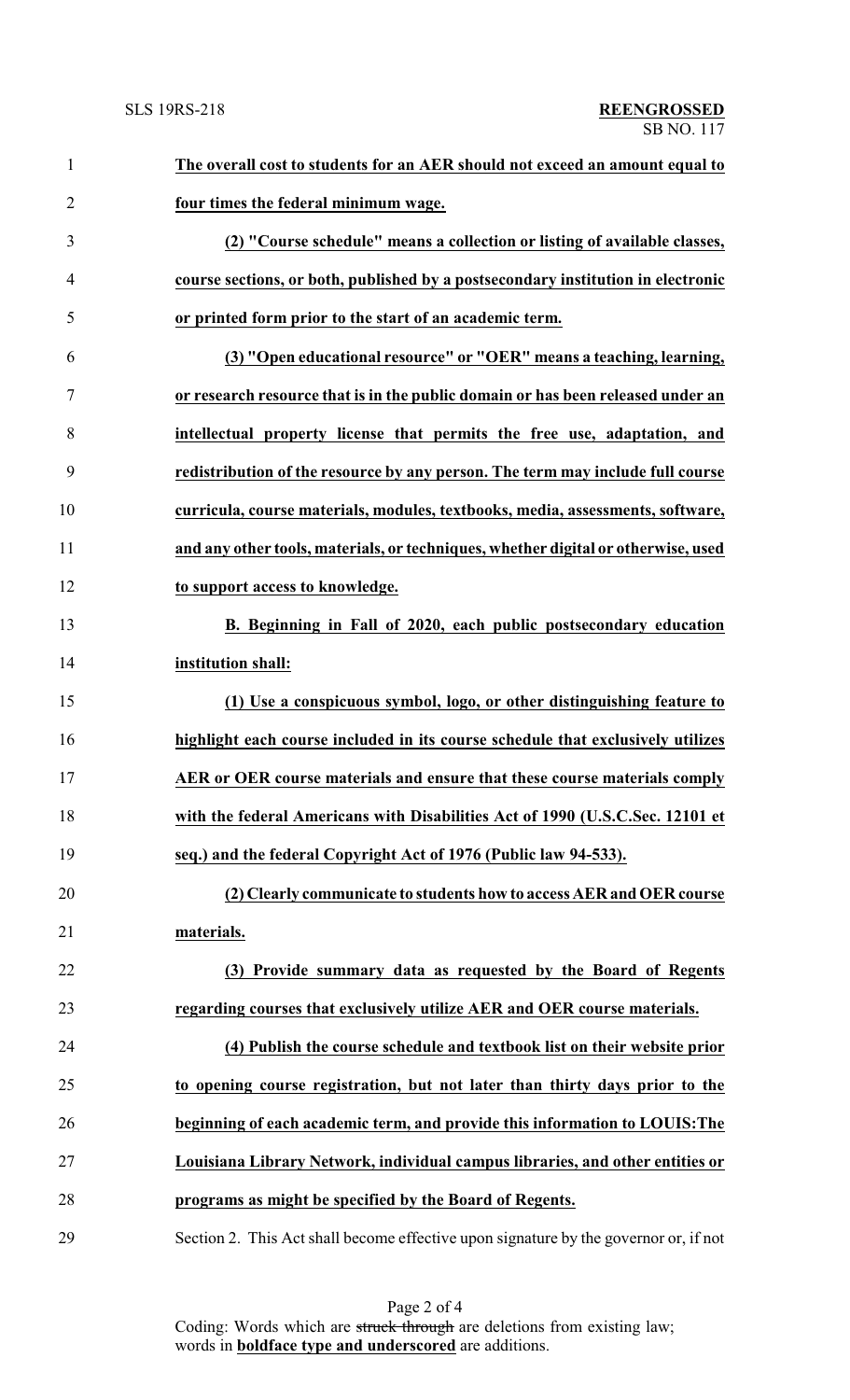**The overall cost to students for an AER should not exceed an amount equal to four times the federal minimum wage.**

**(2) "Course schedule" means a collection or listing of available classes, course sections, or both, published by a postsecondary institution in electronic or printed form prior to the start of an academic term.**

**(3) "Open educational resource" or "OER" means a teaching, learning, or research resource that is in the public domain or has been released under an intellectual property license that permits the free use, adaptation, and redistribution of the resource by any person. The term may include full course curricula, course materials, modules, textbooks, media, assessments, software, and any other tools, materials, or techniques, whether digital or otherwise, used to support access to knowledge.**

**B. Beginning in Fall of 2020, each public postsecondary education institution shall:**

**(1) Use a conspicuous symbol, logo, or other distinguishing feature to highlight each course included in its course schedule that exclusively utilizes AER or OER course materials and ensure that these course materials comply with the federal Americans with Disabilities Act of 1990 (U.S.C.Sec. 12101 et seq.) and the federal Copyright Act of 1976 (Public law 94-533).**

**(2) Clearly communicate to students how to access AER and OER course materials.**

**(3) Provide summary data as requested by the Board of Regents regarding courses that exclusively utilize AER and OER course materials.**

**(4) Publish the course schedule and textbook list on their website prior to opening course registration, but not later than thirty days prior to the beginning of each academic term, and provide this information to LOUIS:The Louisiana Library Network, individual campus libraries, and other entities or programs as might be specified by the Board of Regents.**

Section 2. This Act shall become effective upon signature by the governor or, if not

Coding: Words which are ~~struck through~~ are deletions from existing law; words in **boldface type and underscored** are additions.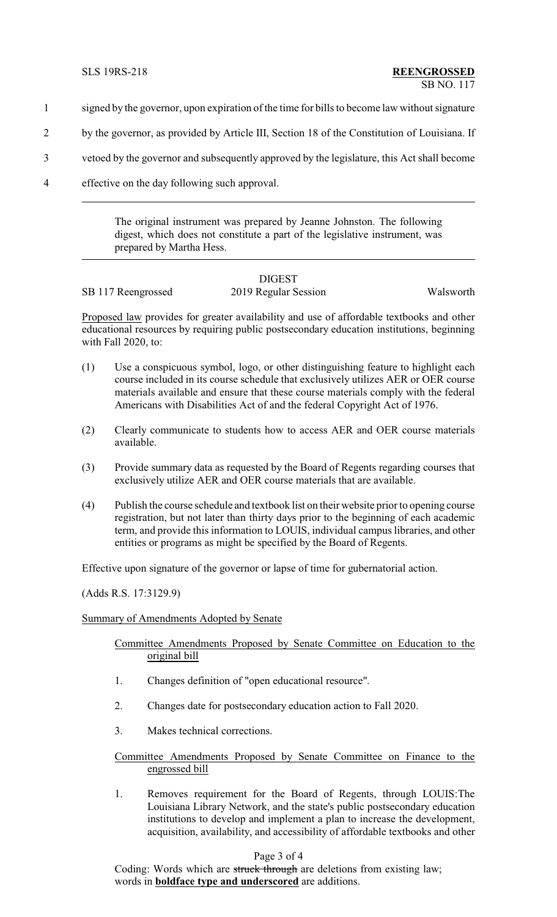signed by the governor, upon expiration of the time for bills to become law without signature by the governor, as provided by Article III, Section 18 of the Constitution of Louisiana. If vetoed by the governor and subsequently approved by the legislature, this Act shall become effective on the day following such approval.

---

The original instrument was prepared by Jeanne Johnston. The following digest, which does not constitute a part of the legislative instrument, was prepared by Martha Hess.

---

DIGEST

SB 117 Reengrossed 2019 Regular Session Walsworth

Proposed law provides for greater availability and use of affordable textbooks and other educational resources by requiring public postsecondary education institutions, beginning with Fall 2020, to:

(1) Use a conspicuous symbol, logo, or other distinguishing feature to highlight each course included in its course schedule that exclusively utilizes AER or OER course materials available and ensure that these course materials comply with the federal Americans with Disabilities Act of and the federal Copyright Act of 1976.

(2) Clearly communicate to students how to access AER and OER course materials available.

(3) Provide summary data as requested by the Board of Regents regarding courses that exclusively utilize AER and OER course materials that are available.

(4) Publish the course schedule and textbook list on their website prior to opening course registration, but not later than thirty days prior to the beginning of each academic term, and provide this information to LOUIS, individual campus libraries, and other entities or programs as might be specified by the Board of Regents.

Effective upon signature of the governor or lapse of time for gubernatorial action.

(Adds R.S. 17:3129.9)

Summary of Amendments Adopted by Senate

Committee Amendments Proposed by Senate Committee on Education to the original bill

1. Changes definition of "open educational resource".
2. Changes date for postsecondary education action to Fall 2020.
3. Makes technical corrections.

Committee Amendments Proposed by Senate Committee on Finance to the engrossed bill

1. Removes requirement for the Board of Regents, through LOUIS:The Louisiana Library Network, and the state's public postsecondary education institutions to develop and implement a plan to increase the development, acquisition, availability, and accessibility of affordable textbooks and other

Coding: Words which are ~~struck through~~ are deletions from existing law; words in **boldface type and underscored** are additions.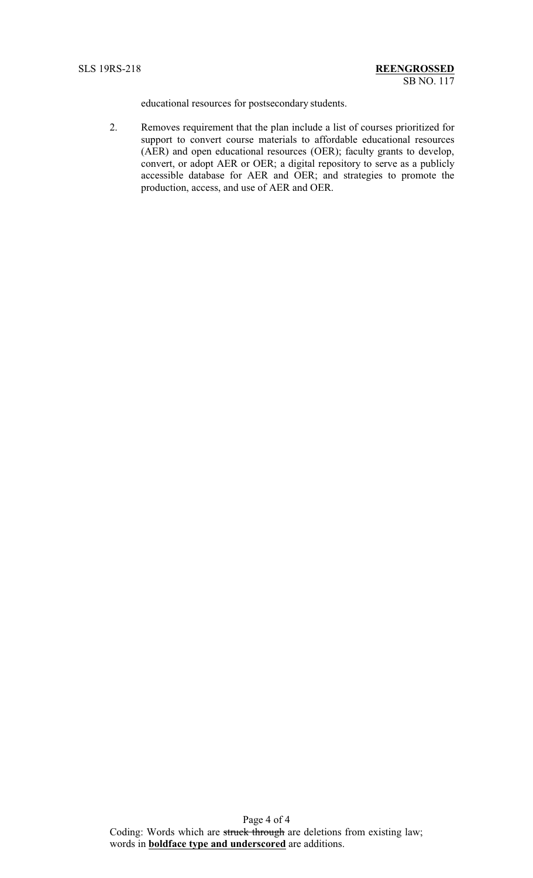educational resources for postsecondary students.

2. Removes requirement that the plan include a list of courses prioritized for support to convert course materials to affordable educational resources (AER) and open educational resources (OER); faculty grants to develop, convert, or adopt AER or OER; a digital repository to serve as a publicly accessible database for AER and OER; and strategies to promote the production, access, and use of AER and OER.